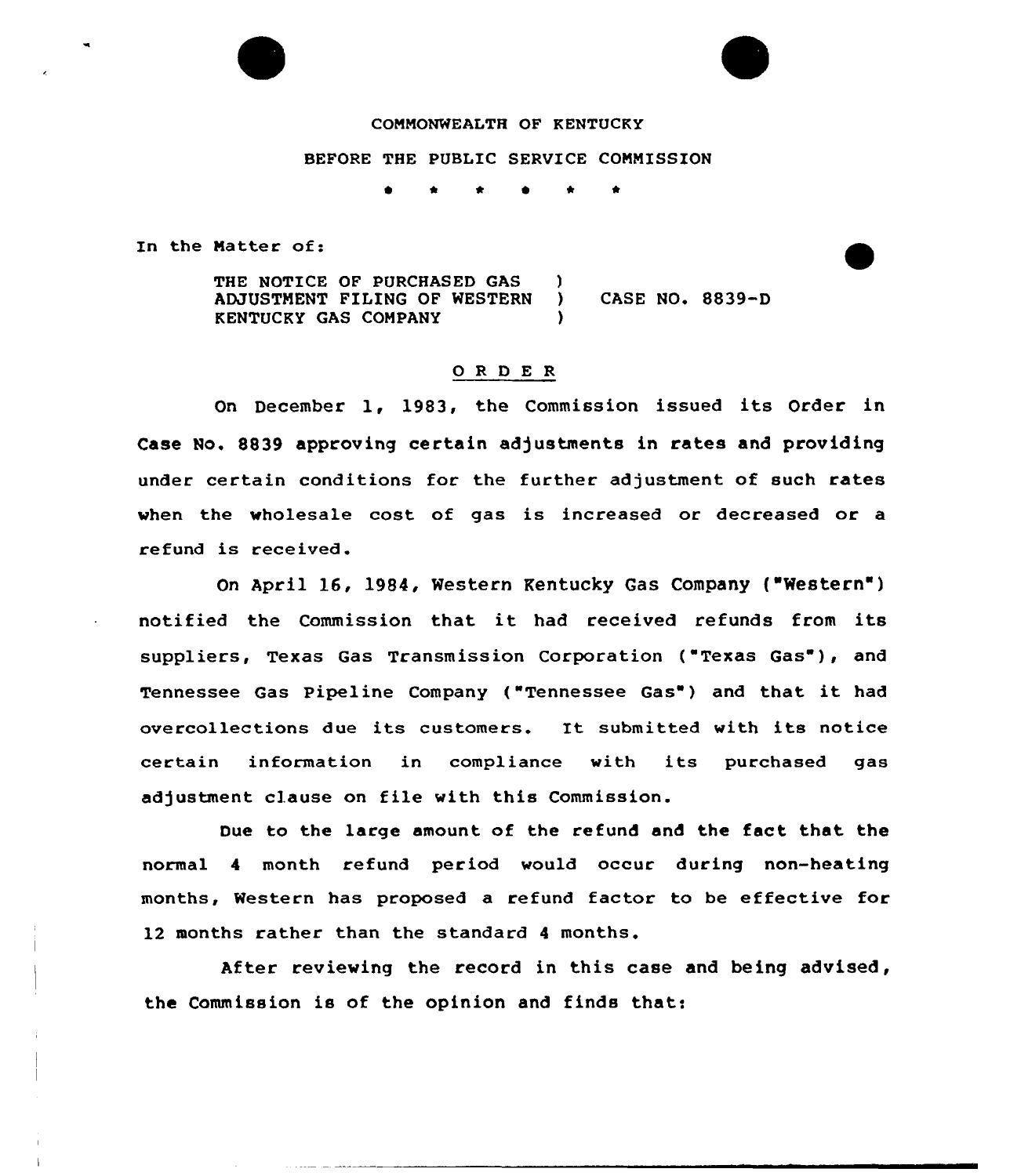COMMONWEALTH OF KENTUCKY

BEFORE THE PUBLIC SERVICE COMMISSION

\* \* \* \* \* \*

In the Matter of:

| | | |
|---|---|---|
| THE NOTICE OF PURCHASED GAS ADJUSTMENT FILING OF WESTERN KENTUCKY GAS COMPANY | ) ) ) | CASE NO. 8839-D |

## O R D E R

On December 1, 1983, the Commission issued its Order in Case No. 8839 approving certain adjustments in rates and providing under certain conditions for the further adjustment of such rates when the wholesale cost of gas is increased or decreased or a refund is received.

On April 16, 1984, Western Kentucky Gas Company ("Western") notified the Commission that it had received refunds from its suppliers, Texas Gas Transmission Corporation ("Texas Gas"), and Tennessee Gas Pipeline Company ("Tennessee Gas") and that it had overcollections due its customers. It submitted with its notice certain information in compliance with its purchased gas adjustment clause on file with this Commission.

Due to the large amount of the refund and the fact that the normal 4 month refund period would occur during non-heating months, Western has proposed a refund factor to be effective for 12 months rather than the standard 4 months.

After reviewing the record in this case and being advised, the Commission is of the opinion and finds that: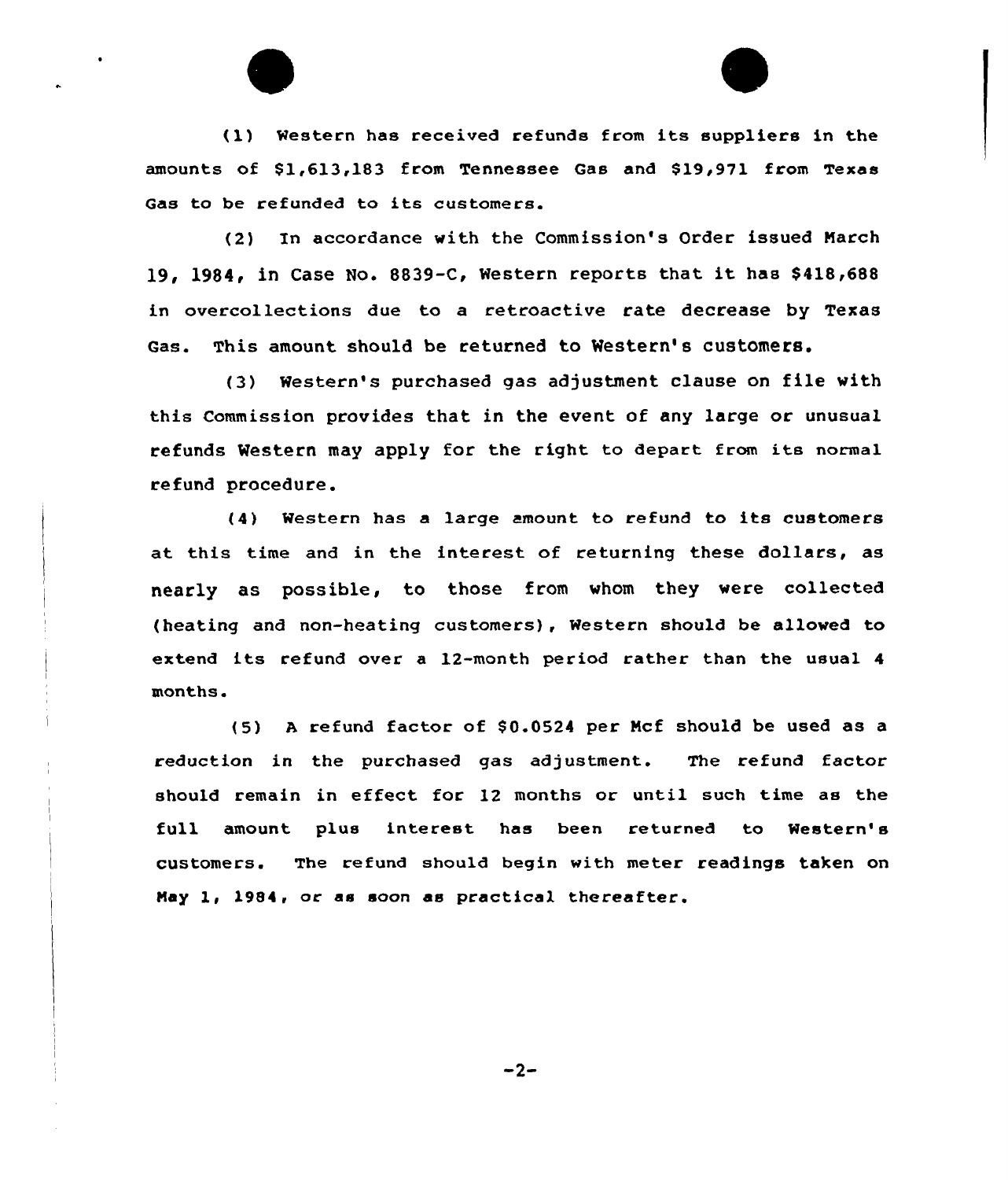(1) Western has received refunds from its suppliers in the amounts of $1,613,183 from Tennessee Gas and $19,971 from Texas Gas to be refunded to its customers.

(2) In accordance with the Commission's Order issued March 19, 1984, in Case No. 8839-C, Western reports that it has $418,688 in overcollections due to a retroactive rate decrease by Texas Gas. This amount should be returned to Western's customers.

(3) Western's purchased gas adjustment clause on file with this Commission provides that in the event of any large or unusual refunds Western may apply for the right to depart from its normal refund procedure.

(4) Western has a large amount to refund to its customers at this time and in the interest of returning these dollars, as nearly as possible, to those from whom they were collected (heating and non-heating customers), Western should be allowed to extend its refund over a 12-month period rather than the usual 4 months.

(5) A refund factor of $0.0524 per Mcf should be used as a reduction in the purchased gas adjustment. The refund factor should remain in effect for 12 months or until such time as the full amount plus interest has been returned to Western's customers. The refund should begin with meter readings taken on May 1, 1984, or as soon as practical thereafter.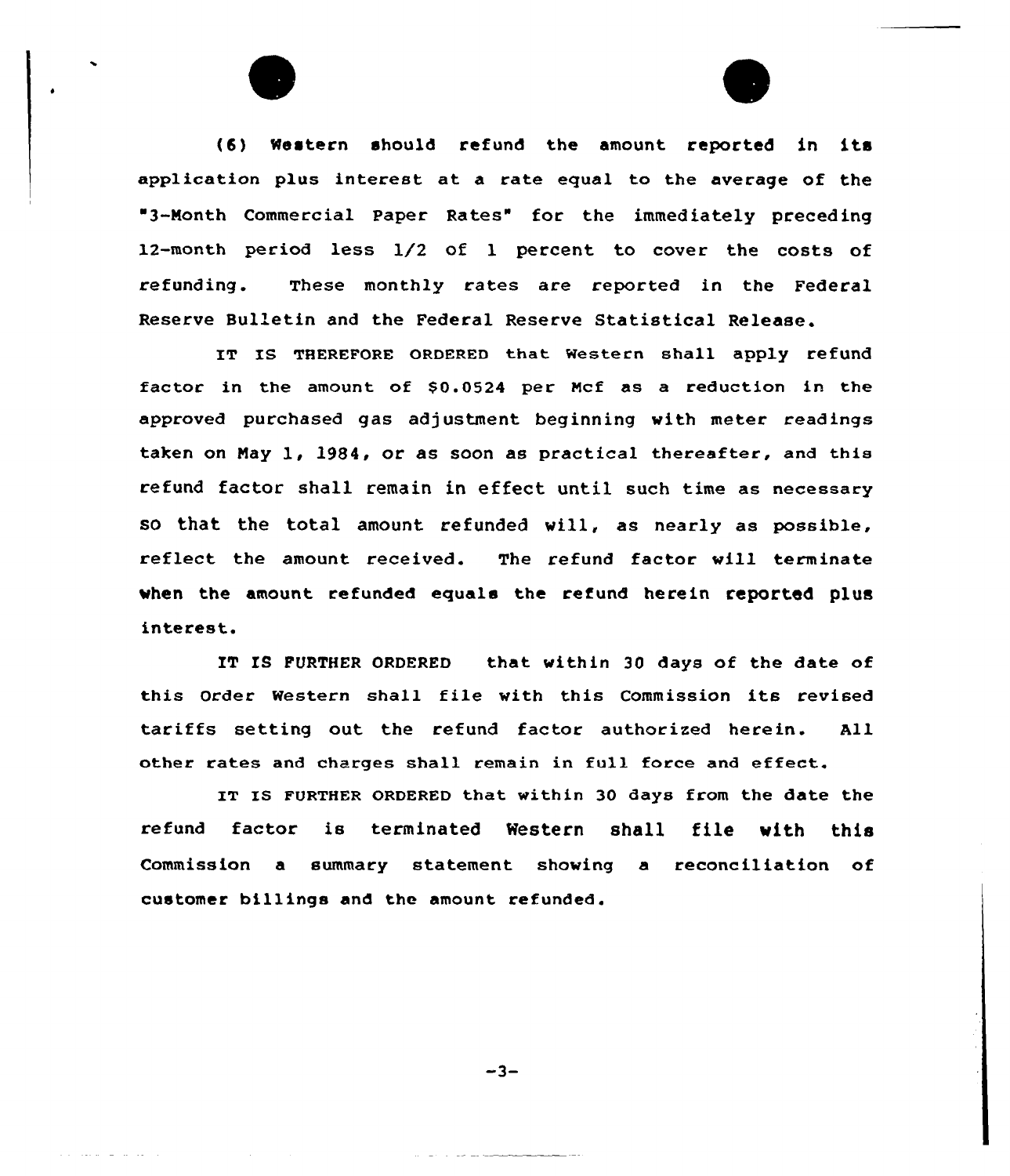(6) Western should refund the amount reported in its application plus interest at a rate equal to the average of the "3-Month Commercial Paper Rates" for the immediately preceding 12-month period less 1/2 of 1 percent to cover the costs of refunding. These monthly rates are reported in the Federal Reserve Bulletin and the Federal Reserve Statistical Release.

IT IS THEREFORE ORDERED that Western shall apply refund factor in the amount of $0.0524 per Mcf as a reduction in the approved purchased gas adjustment beginning with meter readings taken on May 1, 1984, or as soon as practical thereafter, and this refund factor shall remain in effect until such time as necessary so that the total amount refunded will, as nearly as possible, reflect the amount received. The refund factor will terminate when the amount refunded equals the refund herein reported plus interest.

IT IS FURTHER ORDERED that within 30 days of the date of this Order Western shall file with this Commission its revised tariffs setting out the refund factor authorized herein. All other rates and charges shall remain in full force and effect.

IT IS FURTHER ORDERED that within 30 days from the date the refund factor is terminated Western shall file with this Commission a summary statement showing a reconciliation of customer billings and the amount refunded.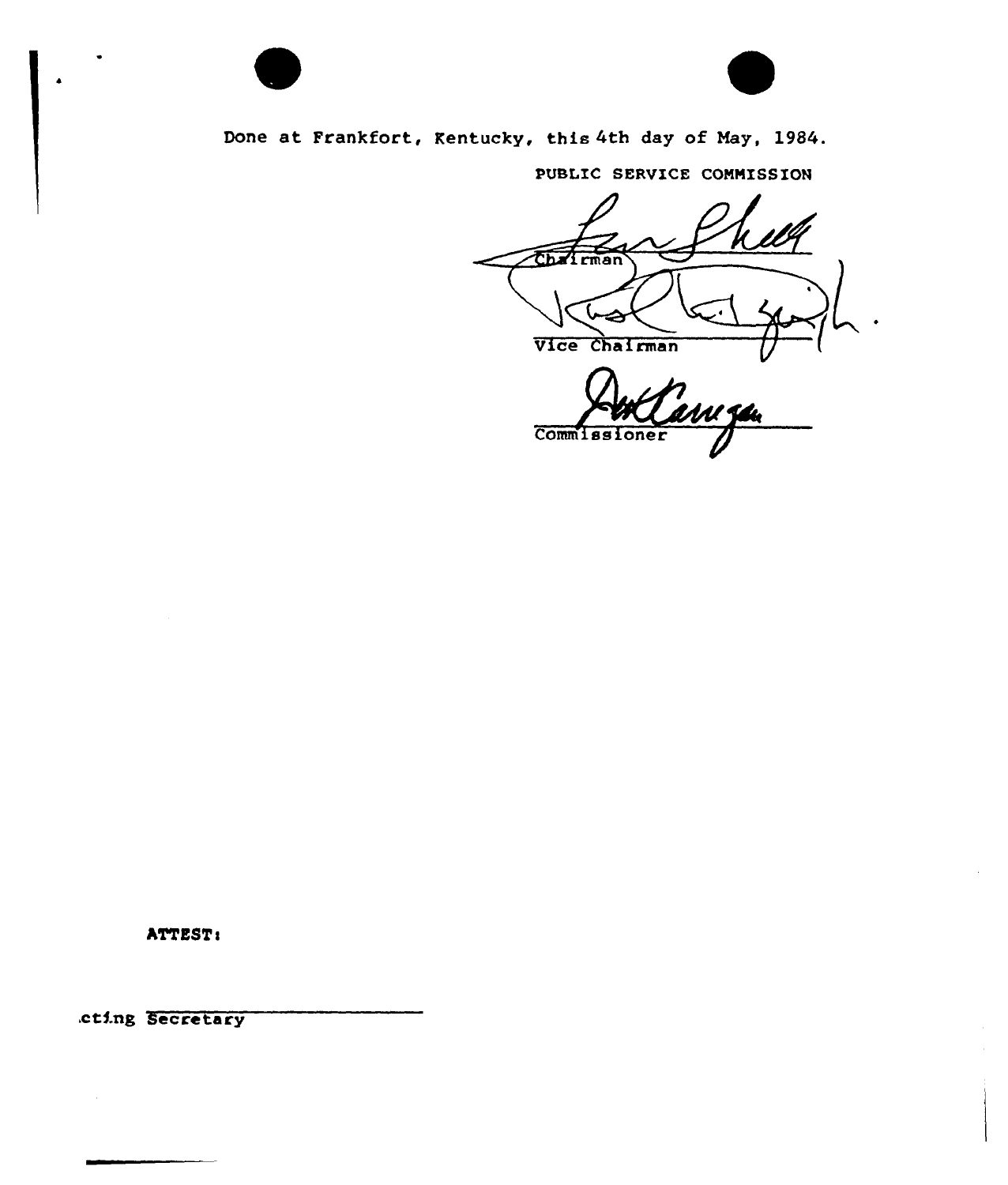Done at Frankfort, Kentucky, this 4th day of May, 1984.

PUBLIC SERVICE COMMISSION

Chairman

Vice Chairman

Commissioner

ATTEST:

.cting Secretary